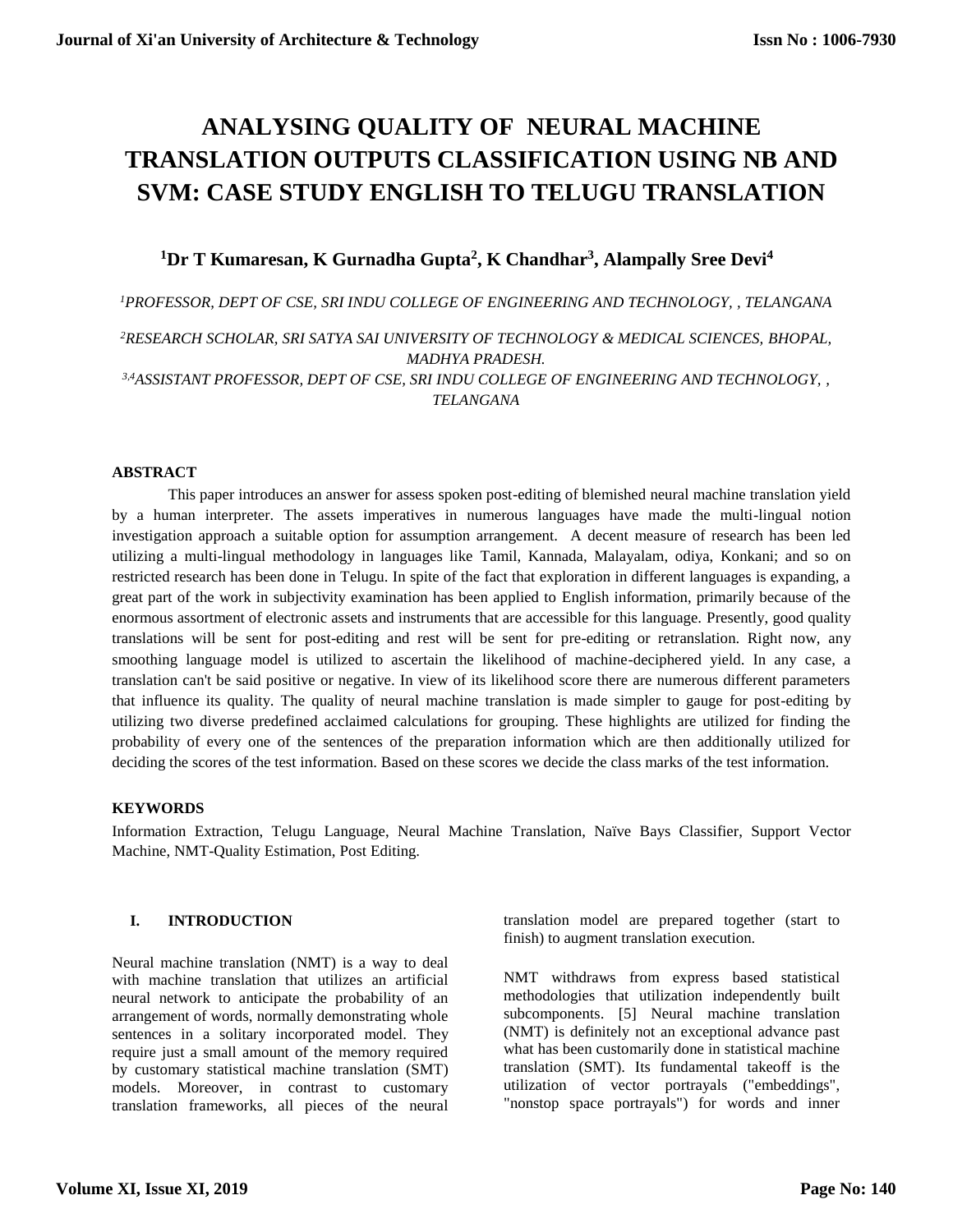# ANALYSING QUALITY OF NEURAL MACHINE TRANSLATION OUTPUTS CLASSIFICATION USING NB AND SVM: CASE STUDY ENGLISH TO TELUGU TRANSLATION

**[1]Dr T Kumaresan, K Gurnadha Gupta[2], K Chandhar[3], Alampally Sree Devi[4]**

*[1]PROFESSOR, DEPT OF CSE, SRI INDU COLLEGE OF ENGINEERING AND TECHNOLOGY, , TELANGANA*

*[2]RESEARCH SCHOLAR, SRI SATYA SAI UNIVERSITY OF TECHNOLOGY & MEDICAL SCIENCES, BHOPAL, MADHYA PRADESH.*

*[3,4]ASSISTANT PROFESSOR, DEPT OF CSE, SRI INDU COLLEGE OF ENGINEERING AND TECHNOLOGY, , TELANGANA*

## ABSTRACT

This paper introduces an answer for assess spoken post-editing of blemished neural machine translation yield by a human interpreter. The assets imperatives in numerous languages have made the multi-lingual notion investigation approach a suitable option for assumption arrangement. A decent measure of research has been led utilizing a multi-lingual methodology in languages like Tamil, Kannada, Malayalam, odiya, Konkani; and so on restricted research has been done in Telugu. In spite of the fact that exploration in different languages is expanding, a great part of the work in subjectivity examination has been applied to English information, primarily because of the enormous assortment of electronic assets and instruments that are accessible for this language. Presently, good quality translations will be sent for post-editing and rest will be sent for pre-editing or retranslation. Right now, any smoothing language model is utilized to ascertain the likelihood of machine-deciphered yield. In any case, a translation can't be said positive or negative. In view of its likelihood score there are numerous different parameters that influence its quality. The quality of neural machine translation is made simpler to gauge for post-editing by utilizing two diverse predefined acclaimed calculations for grouping. These highlights are utilized for finding the probability of every one of the sentences of the preparation information which are then additionally utilized for deciding the scores of the test information. Based on these scores we decide the class marks of the test information.

## KEYWORDS

Information Extraction, Telugu Language, Neural Machine Translation, Naïve Bays Classifier, Support Vector Machine, NMT-Quality Estimation, Post Editing.

## I. INTRODUCTION

Neural machine translation (NMT) is a way to deal with machine translation that utilizes an artificial neural network to anticipate the probability of an arrangement of words, normally demonstrating whole sentences in a solitary incorporated model. They require just a small amount of the memory required by customary statistical machine translation (SMT) models. Moreover, in contrast to customary translation frameworks, all pieces of the neural translation model are prepared together (start to finish) to augment translation execution.

NMT withdraws from express based statistical methodologies that utilization independently built subcomponents. [5] Neural machine translation (NMT) is definitely not an exceptional advance past what has been customarily done in statistical machine translation (SMT). Its fundamental takeoff is the utilization of vector portrayals ("embeddings", "nonstop space portrayals") for words and inner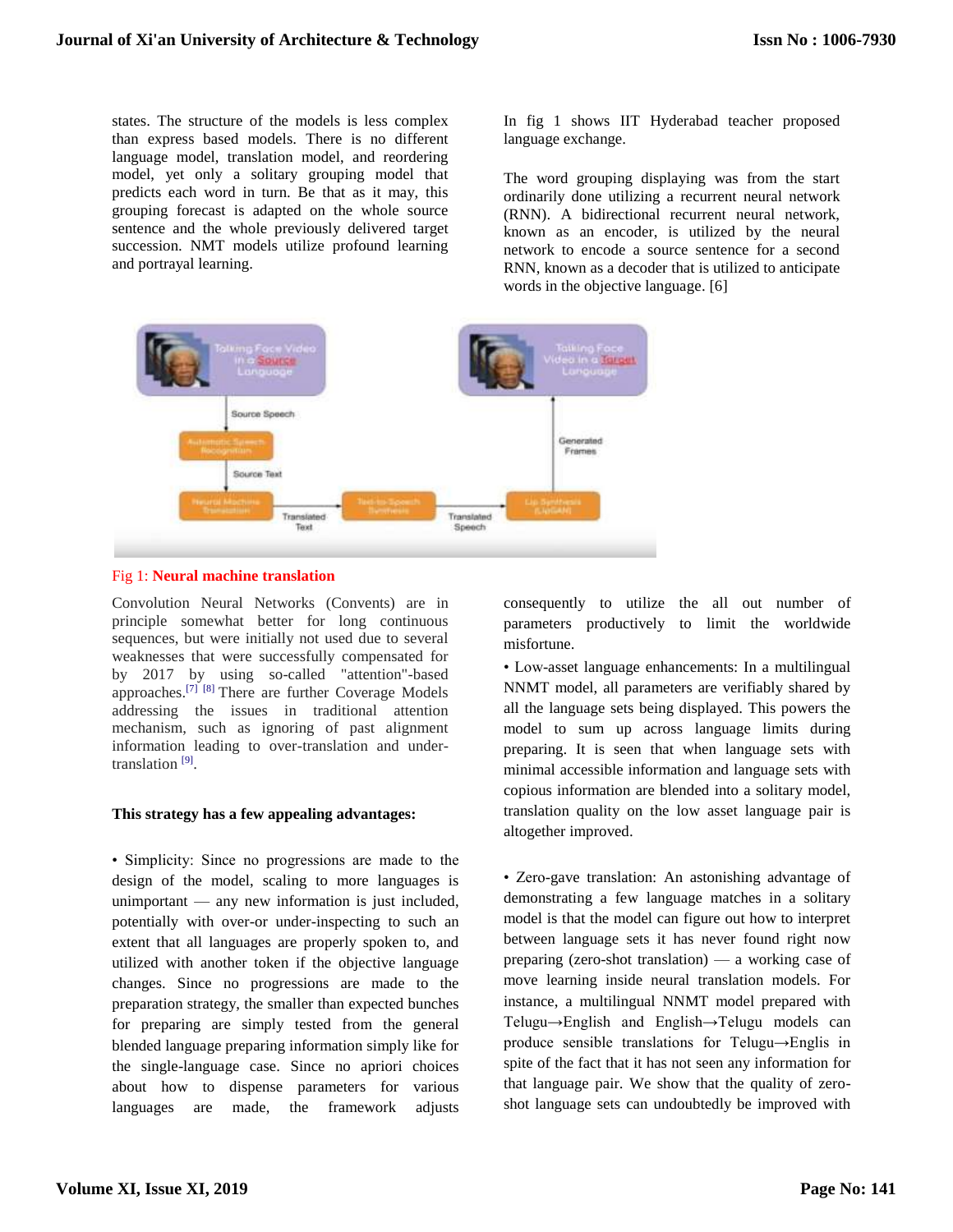states. The structure of the models is less complex than express based models. There is no different language model, translation model, and reordering model, yet only a solitary grouping model that predicts each word in turn. Be that as it may, this grouping forecast is adapted on the whole source sentence and the whole previously delivered target succession. NMT models utilize profound learning and portrayal learning.

In fig 1 shows IIT Hyderabad teacher proposed language exchange.

The word grouping displaying was from the start ordinarily done utilizing a recurrent neural network (RNN). A bidirectional recurrent neural network, known as an encoder, is utilized by the neural network to encode a source sentence for a second RNN, known as a decoder that is utilized to anticipate words in the objective language. [6]

Fig 1: **Neural machine translation**

Convolution Neural Networks (Convents) are in principle somewhat better for long continuous sequences, but were initially not used due to several weaknesses that were successfully compensated for by 2017 by using so-called "attention"-based approaches.[7] [8] There are further Coverage Models addressing the issues in traditional attention mechanism, such as ignoring of past alignment information leading to over-translation and under-translation [9].

**This strategy has a few appealing advantages:**

• Simplicity: Since no progressions are made to the design of the model, scaling to more languages is unimportant — any new information is just included, potentially with over-or under-inspecting to such an extent that all languages are properly spoken to, and utilized with another token if the objective language changes. Since no progressions are made to the preparation strategy, the smaller than expected bunches for preparing are simply tested from the general blended language preparing information simply like for the single-language case. Since no apriori choices about how to dispense parameters for various languages are made, the framework adjusts consequently to utilize the all out number of parameters productively to limit the worldwide misfortune.

• Low-asset language enhancements: In a multilingual NNMT model, all parameters are verifiably shared by all the language sets being displayed. This powers the model to sum up across language limits during preparing. It is seen that when language sets with minimal accessible information and language sets with copious information are blended into a solitary model, translation quality on the low asset language pair is altogether improved.

• Zero-gave translation: An astonishing advantage of demonstrating a few language matches in a solitary model is that the model can figure out how to interpret between language sets it has never found right now preparing (zero-shot translation) — a working case of move learning inside neural translation models. For instance, a multilingual NNMT model prepared with Telugu→English and English→Telugu models can produce sensible translations for Telugu→Englis in spite of the fact that it has not seen any information for that language pair. We show that the quality of zero-shot language sets can undoubtedly be improved with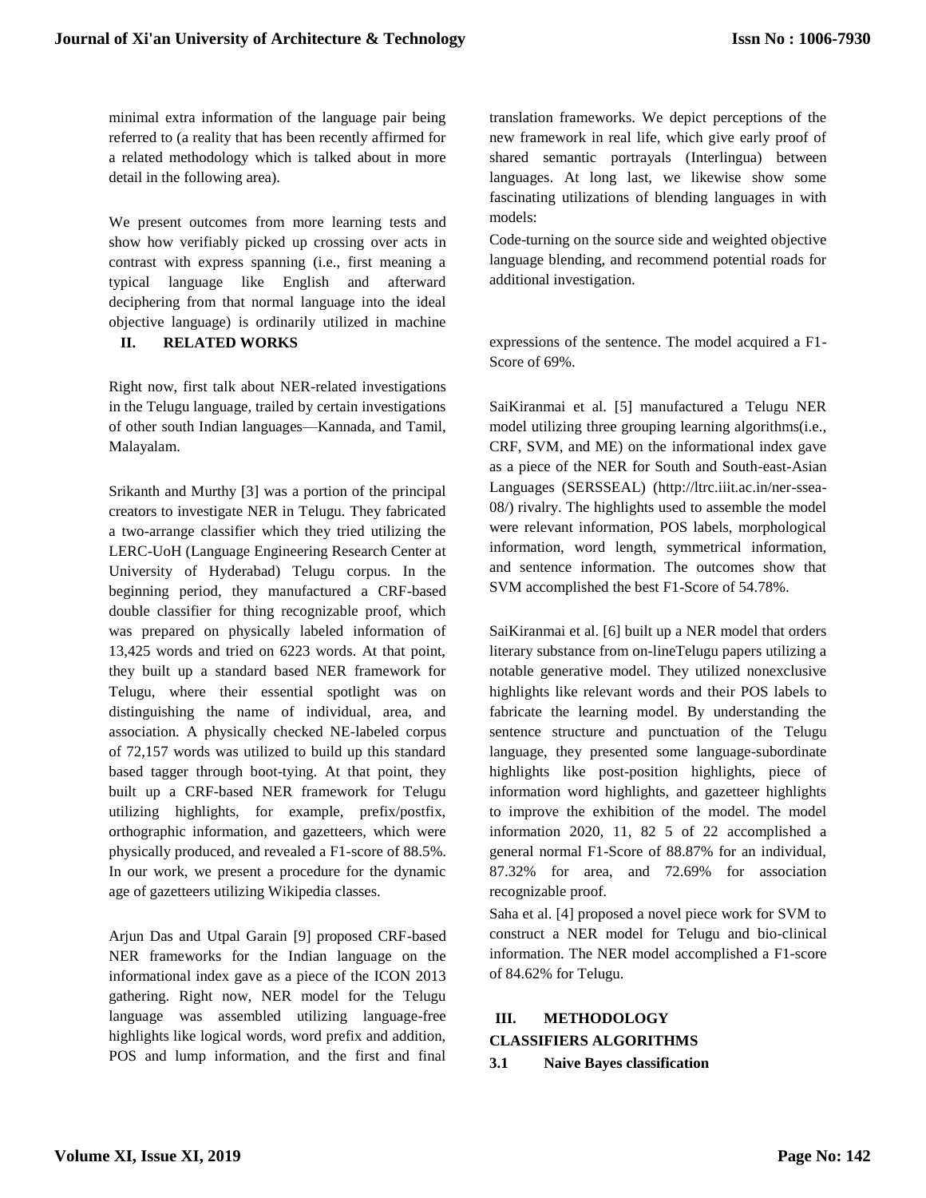minimal extra information of the language pair being referred to (a reality that has been recently affirmed for a related methodology which is talked about in more detail in the following area).

We present outcomes from more learning tests and show how verifiably picked up crossing over acts in contrast with express spanning (i.e., first meaning a typical language like English and afterward deciphering from that normal language into the ideal objective language) is ordinarily utilized in machine translation frameworks. We depict perceptions of the new framework in real life, which give early proof of shared semantic portrayals (Interlingua) between languages. At long last, we likewise show some fascinating utilizations of blending languages in with models:

Code-turning on the source side and weighted objective language blending, and recommend potential roads for additional investigation.

## II. RELATED WORKS

Right now, first talk about NER-related investigations in the Telugu language, trailed by certain investigations of other south Indian languages—Kannada, and Tamil, Malayalam.

Srikanth and Murthy [3] was a portion of the principal creators to investigate NER in Telugu. They fabricated a two-arrange classifier which they tried utilizing the LERC-UoH (Language Engineering Research Center at University of Hyderabad) Telugu corpus. In the beginning period, they manufactured a CRF-based double classifier for thing recognizable proof, which was prepared on physically labeled information of 13,425 words and tried on 6223 words. At that point, they built up a standard based NER framework for Telugu, where their essential spotlight was on distinguishing the name of individual, area, and association. A physically checked NE-labeled corpus of 72,157 words was utilized to build up this standard based tagger through boot-tying. At that point, they built up a CRF-based NER framework for Telugu utilizing highlights, for example, prefix/postfix, orthographic information, and gazetteers, which were physically produced, and revealed a F1-score of 88.5%. In our work, we present a procedure for the dynamic age of gazetteers utilizing Wikipedia classes.

Arjun Das and Utpal Garain [9] proposed CRF-based NER frameworks for the Indian language on the informational index gave as a piece of the ICON 2013 gathering. Right now, NER model for the Telugu language was assembled utilizing language-free highlights like logical words, word prefix and addition, POS and lump information, and the first and final expressions of the sentence. The model acquired a F1-Score of 69%.

SaiKiranmai et al. [5] manufactured a Telugu NER model utilizing three grouping learning algorithms(i.e., CRF, SVM, and ME) on the informational index gave as a piece of the NER for South and South-east-Asian Languages (SERSSEAL) (http://ltrc.iiit.ac.in/ner-ssea-08/) rivalry. The highlights used to assemble the model were relevant information, POS labels, morphological information, word length, symmetrical information, and sentence information. The outcomes show that SVM accomplished the best F1-Score of 54.78%.

SaiKiranmai et al. [6] built up a NER model that orders literary substance from on-lineTelugu papers utilizing a notable generative model. They utilized nonexclusive highlights like relevant words and their POS labels to fabricate the learning model. By understanding the sentence structure and punctuation of the Telugu language, they presented some language-subordinate highlights like post-position highlights, piece of information word highlights, and gazetteer highlights to improve the exhibition of the model. The model information 2020, 11, 82 5 of 22 accomplished a general normal F1-Score of 88.87% for an individual, 87.32% for area, and 72.69% for association recognizable proof.

Saha et al. [4] proposed a novel piece work for SVM to construct a NER model for Telugu and bio-clinical information. The NER model accomplished a F1-score of 84.62% for Telugu.

## III. METHODOLOGY

### CLASSIFIERS ALGORITHMS

### 3.1 Naive Bayes classification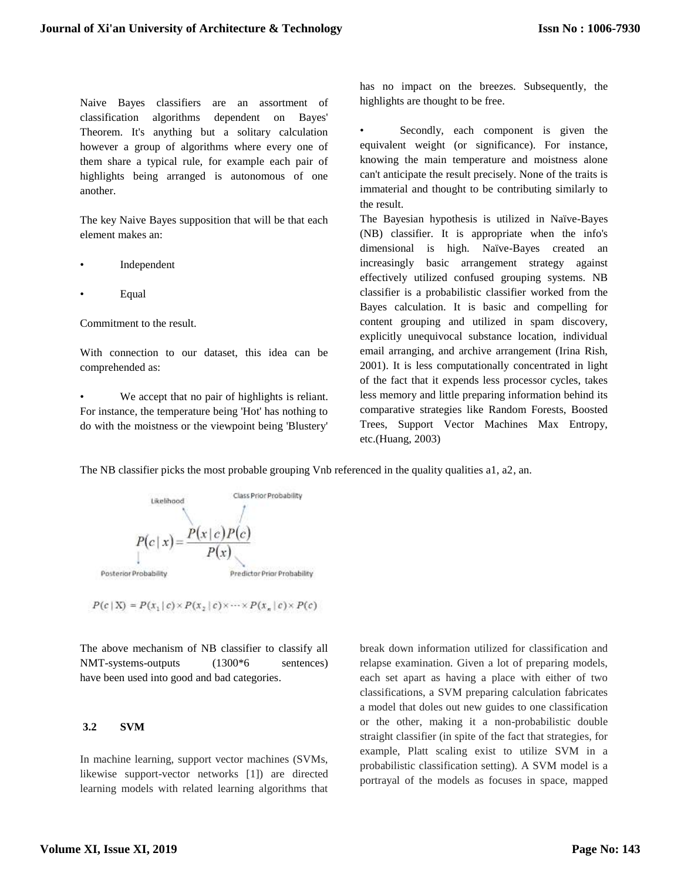Naive Bayes classifiers are an assortment of classification algorithms dependent on Bayes' Theorem. It's anything but a solitary calculation however a group of algorithms where every one of them share a typical rule, for example each pair of highlights being arranged is autonomous of one another.

The key Naive Bayes supposition that will be that each element makes an:

- Independent
- Equal

Commitment to the result.

With connection to our dataset, this idea can be comprehended as:

- We accept that no pair of highlights is reliant. For instance, the temperature being 'Hot' has nothing to do with the moistness or the viewpoint being 'Blustery' has no impact on the breezes. Subsequently, the highlights are thought to be free.
- Secondly, each component is given the equivalent weight (or significance). For instance, knowing the main temperature and moistness alone can't anticipate the result precisely. None of the traits is immaterial and thought to be contributing similarly to the result.

The Bayesian hypothesis is utilized in Naïve-Bayes (NB) classifier. It is appropriate when the info's dimensional is high. Naïve-Bayes created an increasingly basic arrangement strategy against effectively utilized confused grouping systems. NB classifier is a probabilistic classifier worked from the Bayes calculation. It is basic and compelling for content grouping and utilized in spam discovery, explicitly unequivocal substance location, individual email arranging, and archive arrangement (Irina Rish, 2001). It is less computationally concentrated in light of the fact that it expends less processor cycles, takes less memory and little preparing information behind its comparative strategies like Random Forests, Boosted Trees, Support Vector Machines Max Entropy, etc.(Huang, 2003)

The NB classifier picks the most probable grouping Vnb referenced in the quality qualities a1, a2, an.

$$P(c \mid x) = \frac{P(x \mid c)\,P(c)}{P(x)}$$

Likelihood: $P(x \mid c)$; Class Prior Probability: $P(c)$; Posterior Probability: $P(c \mid x)$; Predictor Prior Probability: $P(x)$

$$P(c \mid \mathrm{X}) = P(x_1 \mid c) \times P(x_2 \mid c) \times \cdots \times P(x_n \mid c) \times P(c)$$

The above mechanism of NB classifier to classify all NMT-systems-outputs (1300*6 sentences) have been used into good and bad categories.

### 3.2 SVM

In machine learning, support vector machines (SVMs, likewise support-vector networks [1]) are directed learning models with related learning algorithms that break down information utilized for classification and relapse examination. Given a lot of preparing models, each set apart as having a place with either of two classifications, a SVM preparing calculation fabricates a model that doles out new guides to one classification or the other, making it a non-probabilistic double straight classifier (in spite of the fact that strategies, for example, Platt scaling exist to utilize SVM in a probabilistic classification setting). A SVM model is a portrayal of the models as focuses in space, mapped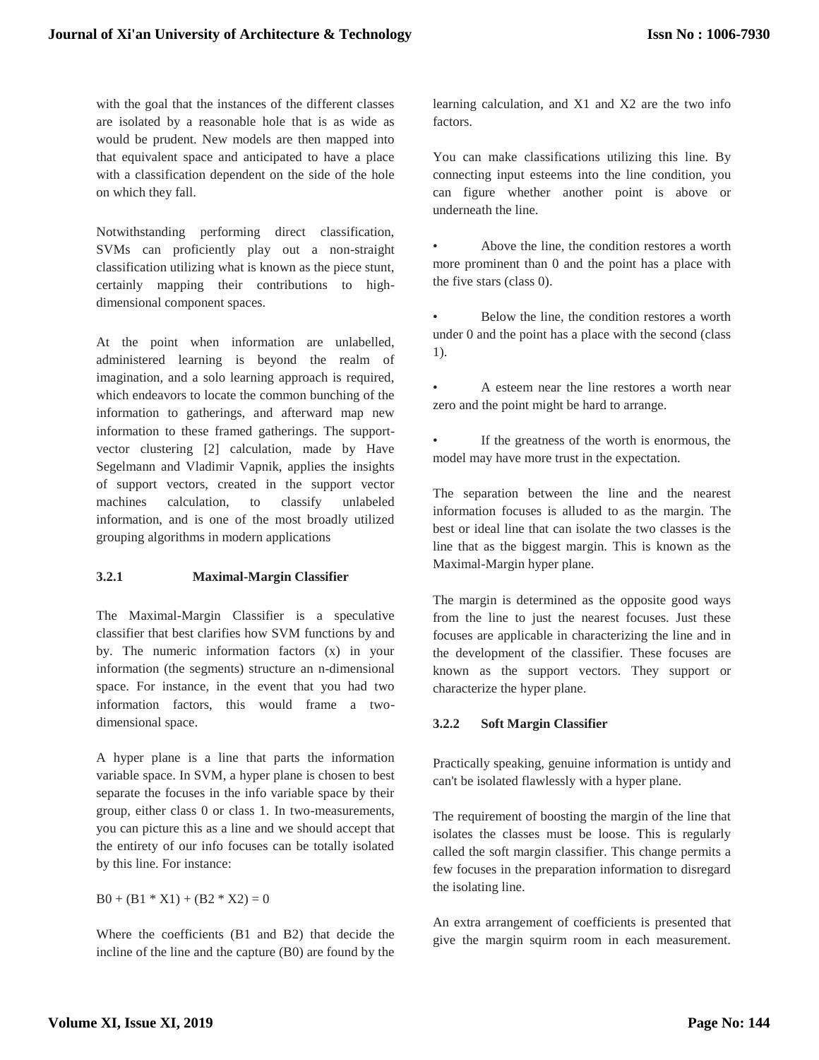with the goal that the instances of the different classes are isolated by a reasonable hole that is as wide as would be prudent. New models are then mapped into that equivalent space and anticipated to have a place with a classification dependent on the side of the hole on which they fall.

Notwithstanding performing direct classification, SVMs can proficiently play out a non-straight classification utilizing what is known as the piece stunt, certainly mapping their contributions to high-dimensional component spaces.

At the point when information are unlabelled, administered learning is beyond the realm of imagination, and a solo learning approach is required, which endeavors to locate the common bunching of the information to gatherings, and afterward map new information to these framed gatherings. The support-vector clustering [2] calculation, made by Have Segelmann and Vladimir Vapnik, applies the insights of support vectors, created in the support vector machines calculation, to classify unlabeled information, and is one of the most broadly utilized grouping algorithms in modern applications

### 3.2.1 Maximal-Margin Classifier

The Maximal-Margin Classifier is a speculative classifier that best clarifies how SVM functions by and by. The numeric information factors (x) in your information (the segments) structure an n-dimensional space. For instance, in the event that you had two information factors, this would frame a two-dimensional space.

A hyper plane is a line that parts the information variable space. In SVM, a hyper plane is chosen to best separate the focuses in the info variable space by their group, either class 0 or class 1. In two-measurements, you can picture this as a line and we should accept that the entirety of our info focuses can be totally isolated by this line. For instance:

$$B0 + (B1 * X1) + (B2 * X2) = 0$$

Where the coefficients (B1 and B2) that decide the incline of the line and the capture (B0) are found by the learning calculation, and X1 and X2 are the two info factors.

You can make classifications utilizing this line. By connecting input esteems into the line condition, you can figure whether another point is above or underneath the line.

- Above the line, the condition restores a worth more prominent than 0 and the point has a place with the five stars (class 0).
- Below the line, the condition restores a worth under 0 and the point has a place with the second (class 1).
- A esteem near the line restores a worth near zero and the point might be hard to arrange.
- If the greatness of the worth is enormous, the model may have more trust in the expectation.

The separation between the line and the nearest information focuses is alluded to as the margin. The best or ideal line that can isolate the two classes is the line that as the biggest margin. This is known as the Maximal-Margin hyper plane.

The margin is determined as the opposite good ways from the line to just the nearest focuses. Just these focuses are applicable in characterizing the line and in the development of the classifier. These focuses are known as the support vectors. They support or characterize the hyper plane.

### 3.2.2 Soft Margin Classifier

Practically speaking, genuine information is untidy and can't be isolated flawlessly with a hyper plane.

The requirement of boosting the margin of the line that isolates the classes must be loose. This is regularly called the soft margin classifier. This change permits a few focuses in the preparation information to disregard the isolating line.

An extra arrangement of coefficients is presented that give the margin squirm room in each measurement.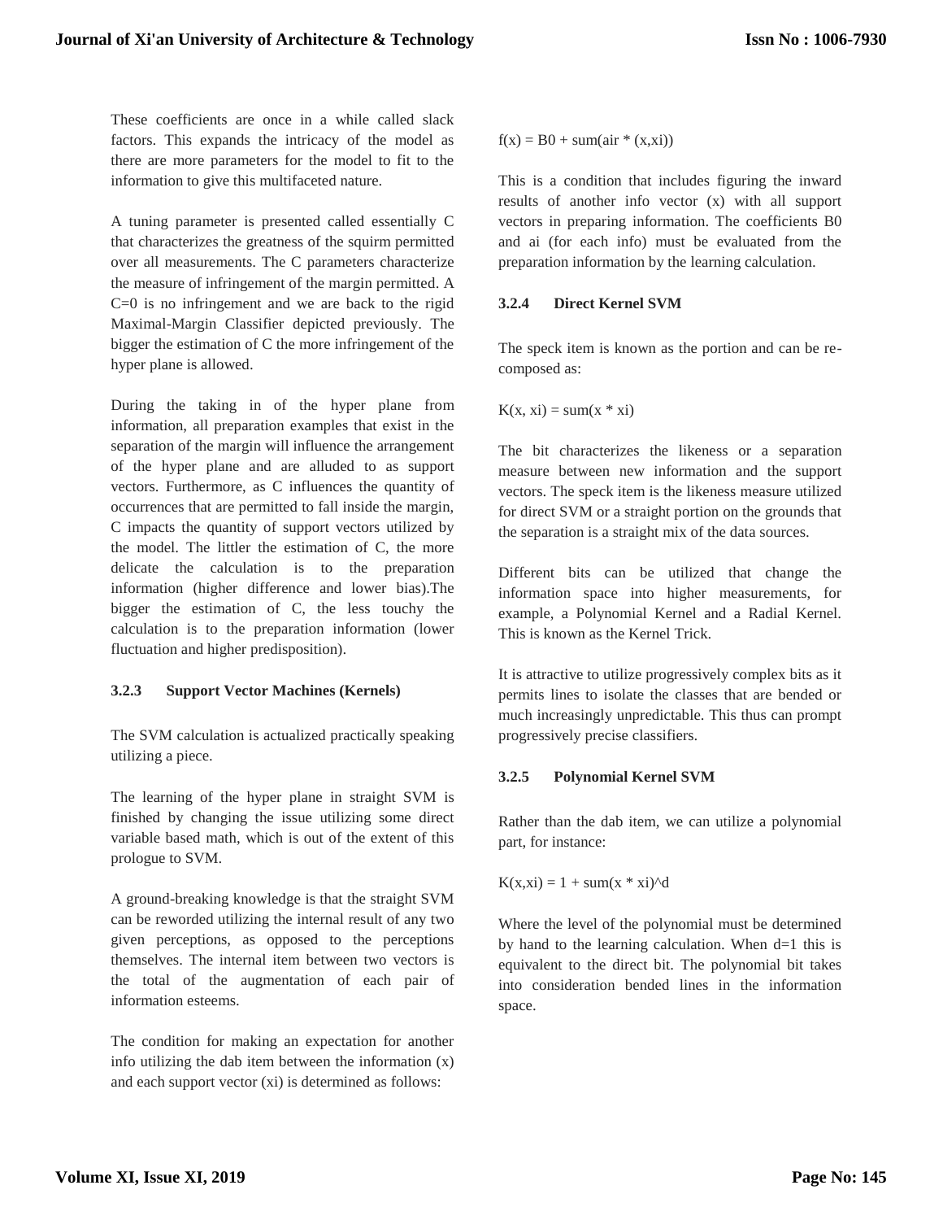These coefficients are once in a while called slack factors. This expands the intricacy of the model as there are more parameters for the model to fit to the information to give this multifaceted nature.

A tuning parameter is presented called essentially C that characterizes the greatness of the squirm permitted over all measurements. The C parameters characterize the measure of infringement of the margin permitted. A C=0 is no infringement and we are back to the rigid Maximal-Margin Classifier depicted previously. The bigger the estimation of C the more infringement of the hyper plane is allowed.

During the taking in of the hyper plane from information, all preparation examples that exist in the separation of the margin will influence the arrangement of the hyper plane and are alluded to as support vectors. Furthermore, as C influences the quantity of occurrences that are permitted to fall inside the margin, C impacts the quantity of support vectors utilized by the model. The littler the estimation of C, the more delicate the calculation is to the preparation information (higher difference and lower bias).The bigger the estimation of C, the less touchy the calculation is to the preparation information (lower fluctuation and higher predisposition).

### 3.2.3 Support Vector Machines (Kernels)

The SVM calculation is actualized practically speaking utilizing a piece.

The learning of the hyper plane in straight SVM is finished by changing the issue utilizing some direct variable based math, which is out of the extent of this prologue to SVM.

A ground-breaking knowledge is that the straight SVM can be reworded utilizing the internal result of any two given perceptions, as opposed to the perceptions themselves. The internal item between two vectors is the total of the augmentation of each pair of information esteems.

The condition for making an expectation for another info utilizing the dab item between the information (x) and each support vector (xi) is determined as follows:

$$f(x) = B0 + sum(air * (x,xi))$$

This is a condition that includes figuring the inward results of another info vector (x) with all support vectors in preparing information. The coefficients B0 and ai (for each info) must be evaluated from the preparation information by the learning calculation.

### 3.2.4 Direct Kernel SVM

The speck item is known as the portion and can be re-composed as:

$$K(x, xi) = sum(x * xi)$$

The bit characterizes the likeness or a separation measure between new information and the support vectors. The speck item is the likeness measure utilized for direct SVM or a straight portion on the grounds that the separation is a straight mix of the data sources.

Different bits can be utilized that change the information space into higher measurements, for example, a Polynomial Kernel and a Radial Kernel. This is known as the Kernel Trick.

It is attractive to utilize progressively complex bits as it permits lines to isolate the classes that are bended or much increasingly unpredictable. This thus can prompt progressively precise classifiers.

### 3.2.5 Polynomial Kernel SVM

Rather than the dab item, we can utilize a polynomial part, for instance:

$$K(x,xi) = 1 + sum(x * xi)^d$$

Where the level of the polynomial must be determined by hand to the learning calculation. When d=1 this is equivalent to the direct bit. The polynomial bit takes into consideration bended lines in the information space.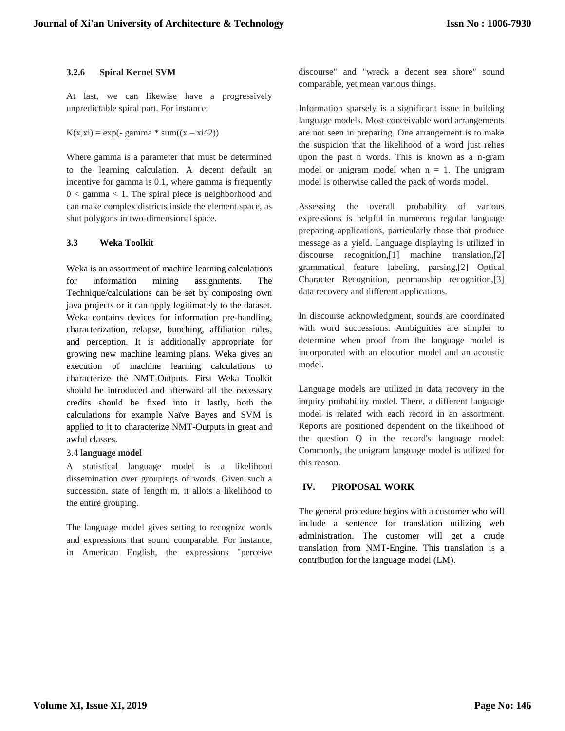### 3.2.6 Spiral Kernel SVM

At last, we can likewise have a progressively unpredictable spiral part. For instance:

$K(x,xi) = \exp(- \text{gamma} * \text{sum}((x – xi^2))$

Where gamma is a parameter that must be determined to the learning calculation. A decent default an incentive for gamma is 0.1, where gamma is frequently $0 < \text{gamma} < 1$. The spiral piece is neighborhood and can make complex districts inside the element space, as shut polygons in two-dimensional space.

### 3.3 Weka Toolkit

Weka is an assortment of machine learning calculations for information mining assignments. The Technique/calculations can be set by composing own java projects or it can apply legitimately to the dataset. Weka contains devices for information pre-handling, characterization, relapse, bunching, affiliation rules, and perception. It is additionally appropriate for growing new machine learning plans. Weka gives an execution of machine learning calculations to characterize the NMT-Outputs. First Weka Toolkit should be introduced and afterward all the necessary credits should be fixed into it lastly, both the calculations for example Naïve Bayes and SVM is applied to it to characterize NMT-Outputs in great and awful classes.

### 3.4 **language model**

A statistical language model is a likelihood dissemination over groupings of words. Given such a succession, state of length m, it allots a likelihood to the entire grouping.

The language model gives setting to recognize words and expressions that sound comparable. For instance, in American English, the expressions "perceive discourse" and "wreck a decent sea shore" sound comparable, yet mean various things.

Information sparsely is a significant issue in building language models. Most conceivable word arrangements are not seen in preparing. One arrangement is to make the suspicion that the likelihood of a word just relies upon the past n words. This is known as a n-gram model or unigram model when $n = 1$. The unigram model is otherwise called the pack of words model.

Assessing the overall probability of various expressions is helpful in numerous regular language preparing applications, particularly those that produce message as a yield. Language displaying is utilized in discourse recognition,[1] machine translation,[2] grammatical feature labeling, parsing,[2] Optical Character Recognition, penmanship recognition,[3] data recovery and different applications.

In discourse acknowledgment, sounds are coordinated with word successions. Ambiguities are simpler to determine when proof from the language model is incorporated with an elocution model and an acoustic model.

Language models are utilized in data recovery in the inquiry probability model. There, a different language model is related with each record in an assortment. Reports are positioned dependent on the likelihood of the question Q in the record's language model: Commonly, the unigram language model is utilized for this reason.

## IV. PROPOSAL WORK

The general procedure begins with a customer who will include a sentence for translation utilizing web administration. The customer will get a crude translation from NMT-Engine. This translation is a contribution for the language model (LM).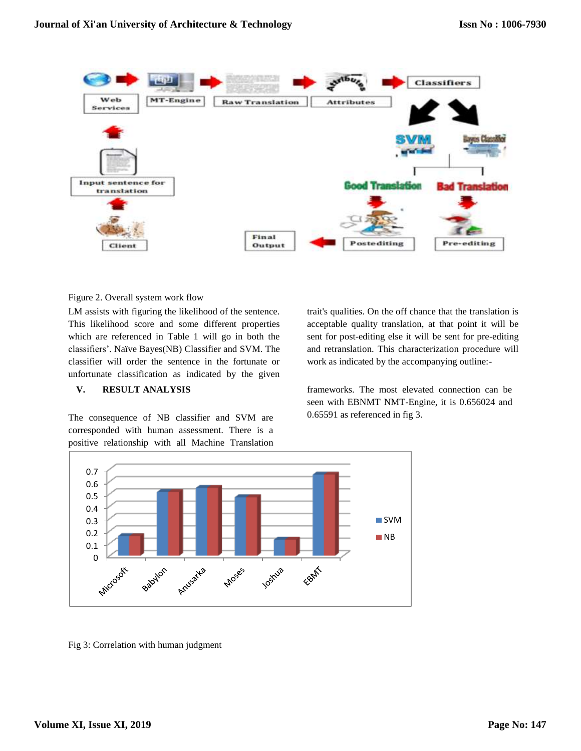Figure 2. Overall system work flow

LM assists with figuring the likelihood of the sentence. This likelihood score and some different properties which are referenced in Table 1 will go in both the classifiers'. Naïve Bayes(NB) Classifier and SVM. The classifier will order the sentence in the fortunate or unfortunate classification as indicated by the given trait's qualities. On the off chance that the translation is acceptable quality translation, at that point it will be sent for post-editing else it will be sent for pre-editing and retranslation. This characterization procedure will work as indicated by the accompanying outline:-

## V. RESULT ANALYSIS

The consequence of NB classifier and SVM are corresponded with human assessment. There is a positive relationship with all Machine Translation frameworks. The most elevated connection can be seen with EBNMT NMT-Engine, it is 0.656024 and 0.65591 as referenced in fig 3.

Fig 3: Correlation with human judgment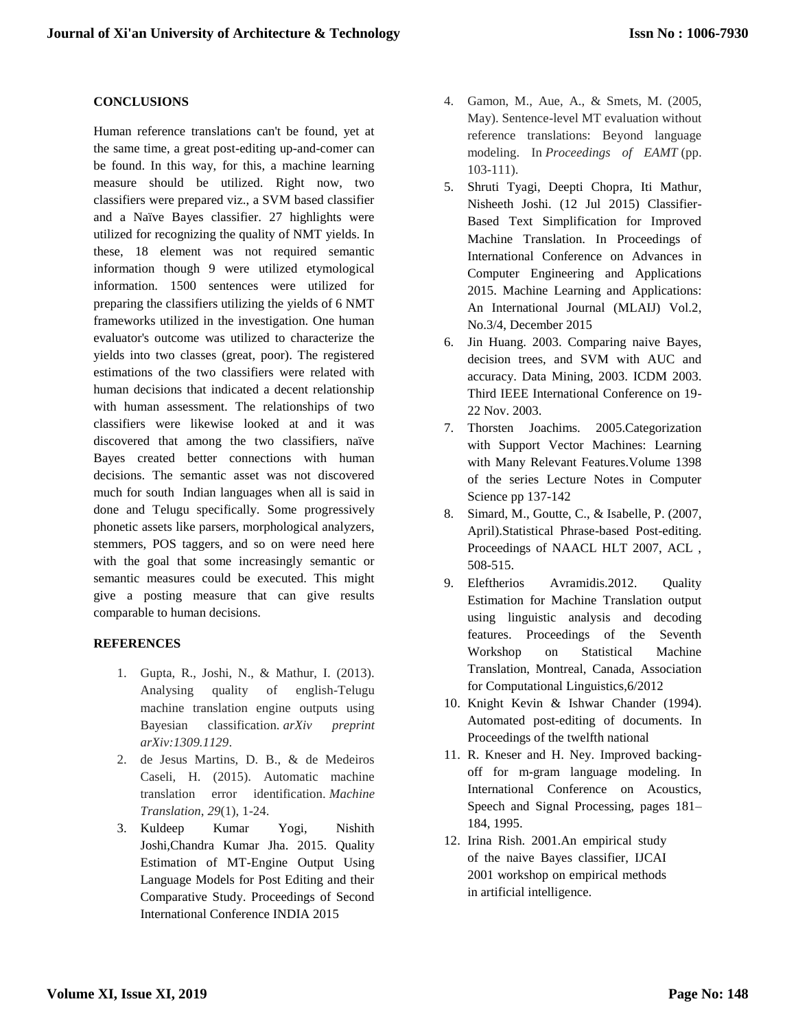## CONCLUSIONS

Human reference translations can't be found, yet at the same time, a great post-editing up-and-comer can be found. In this way, for this, a machine learning measure should be utilized. Right now, two classifiers were prepared viz., a SVM based classifier and a Naïve Bayes classifier. 27 highlights were utilized for recognizing the quality of NMT yields. In these, 18 element was not required semantic information though 9 were utilized etymological information. 1500 sentences were utilized for preparing the classifiers utilizing the yields of 6 NMT frameworks utilized in the investigation. One human evaluator's outcome was utilized to characterize the yields into two classes (great, poor). The registered estimations of the two classifiers were related with human decisions that indicated a decent relationship with human assessment. The relationships of two classifiers were likewise looked at and it was discovered that among the two classifiers, naïve Bayes created better connections with human decisions. The semantic asset was not discovered much for south Indian languages when all is said in done and Telugu specifically. Some progressively phonetic assets like parsers, morphological analyzers, stemmers, POS taggers, and so on were need here with the goal that some increasingly semantic or semantic measures could be executed. This might give a posting measure that can give results comparable to human decisions.

## REFERENCES

1. Gupta, R., Joshi, N., & Mathur, I. (2013). Analysing quality of english-Telugu machine translation engine outputs using Bayesian classification. *arXiv preprint arXiv:1309.1129*.
2. de Jesus Martins, D. B., & de Medeiros Caseli, H. (2015). Automatic machine translation error identification. *Machine Translation*, *29*(1), 1-24.
3. Kuldeep Kumar Yogi, Nishith Joshi,Chandra Kumar Jha. 2015. Quality Estimation of MT-Engine Output Using Language Models for Post Editing and their Comparative Study. Proceedings of Second International Conference INDIA 2015
4. Gamon, M., Aue, A., & Smets, M. (2005, May). Sentence-level MT evaluation without reference translations: Beyond language modeling. In *Proceedings of EAMT* (pp. 103-111).
5. Shruti Tyagi, Deepti Chopra, Iti Mathur, Nisheeth Joshi. (12 Jul 2015) Classifier-Based Text Simplification for Improved Machine Translation. In Proceedings of International Conference on Advances in Computer Engineering and Applications 2015. Machine Learning and Applications: An International Journal (MLAIJ) Vol.2, No.3/4, December 2015
6. Jin Huang. 2003. Comparing naive Bayes, decision trees, and SVM with AUC and accuracy. Data Mining, 2003. ICDM 2003. Third IEEE International Conference on 19-22 Nov. 2003.
7. Thorsten Joachims. 2005.Categorization with Support Vector Machines: Learning with Many Relevant Features.Volume 1398 of the series Lecture Notes in Computer Science pp 137-142
8. Simard, M., Goutte, C., & Isabelle, P. (2007, April).Statistical Phrase-based Post-editing. Proceedings of NAACL HLT 2007, ACL , 508-515.
9. Eleftherios Avramidis.2012. Quality Estimation for Machine Translation output using linguistic analysis and decoding features. Proceedings of the Seventh Workshop on Statistical Machine Translation, Montreal, Canada, Association for Computational Linguistics,6/2012
10. Knight Kevin & Ishwar Chander (1994). Automated post-editing of documents. In Proceedings of the twelfth national
11. R. Kneser and H. Ney. Improved backing-off for m-gram language modeling. In International Conference on Acoustics, Speech and Signal Processing, pages 181–184, 1995.
12. Irina Rish. 2001.An empirical study of the naive Bayes classifier, IJCAI 2001 workshop on empirical methods in artificial intelligence.